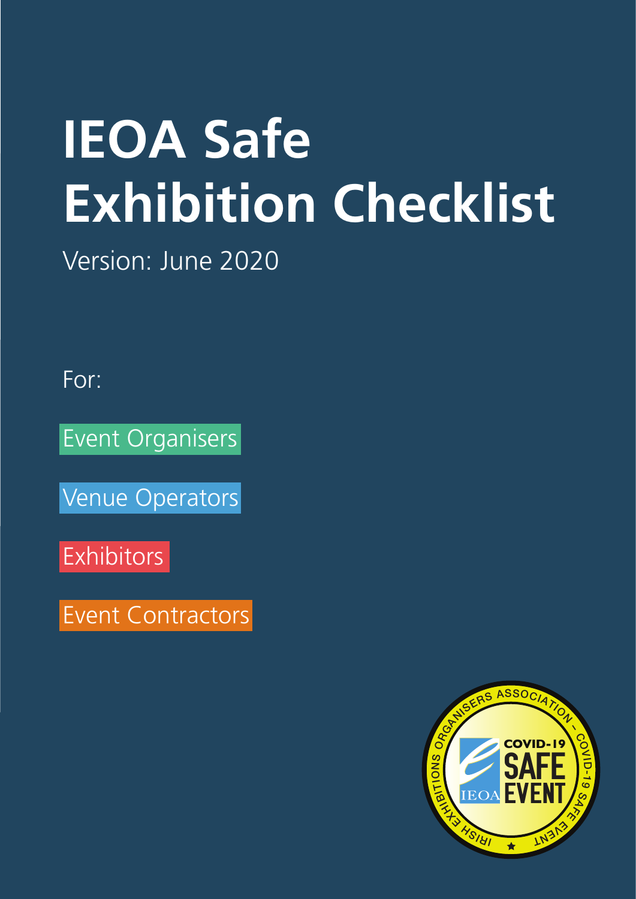# IEOA Safe Exhibition Checklist

Version: June 2020

For:

Event Organisers

Venue Operators

Exhibitors

Event Contractors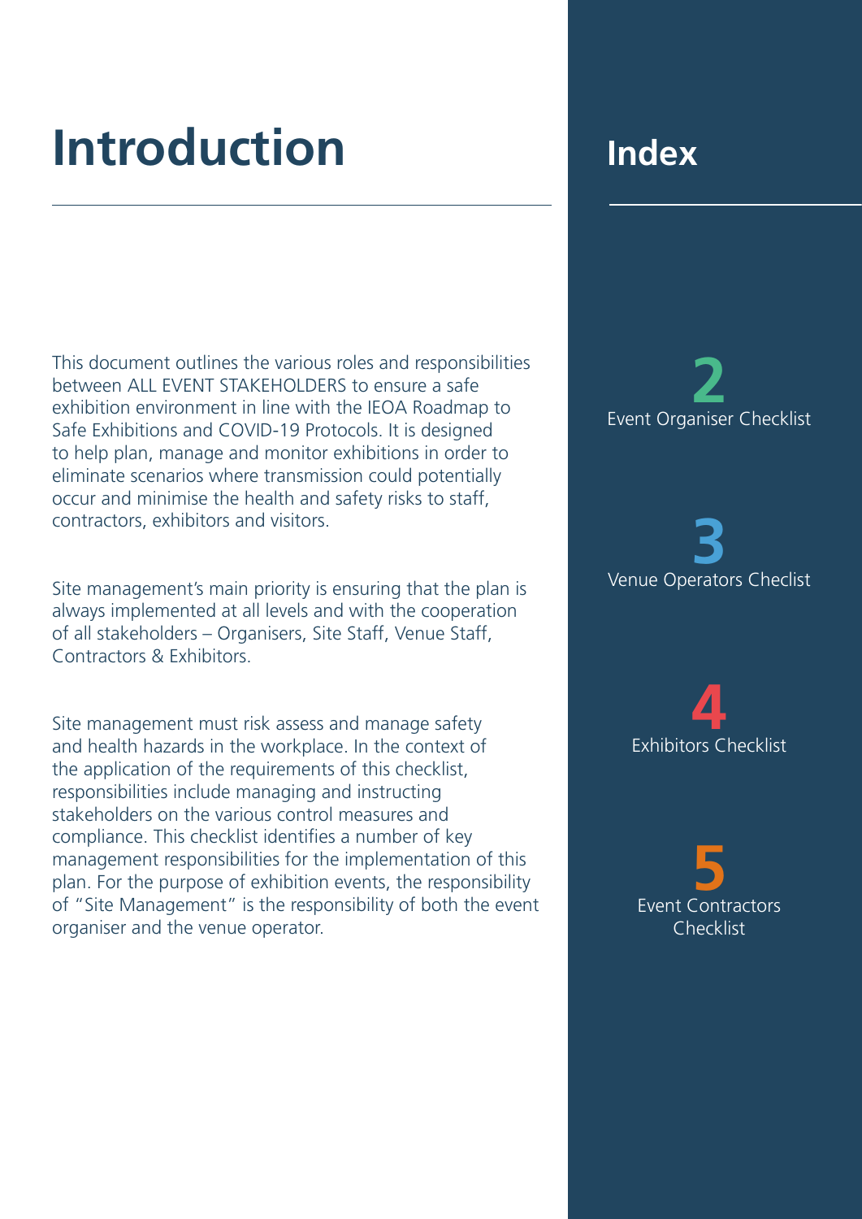# Introduction

This document outlines the various roles and responsibilities between ALL EVENT STAKEHOLDERS to ensure a safe exhibition environment in line with the IEOA Roadmap to Safe Exhibitions and COVID-19 Protocols. It is designed to help plan, manage and monitor exhibitions in order to eliminate scenarios where transmission could potentially occur and minimise the health and safety risks to staff, contractors, exhibitors and visitors.

Site management's main priority is ensuring that the plan is always implemented at all levels and with the cooperation of all stakeholders – Organisers, Site Staff, Venue Staff, Contractors & Exhibitors.

Site management must risk assess and manage safety and health hazards in the workplace. In the context of the application of the requirements of this checklist, responsibilities include managing and instructing stakeholders on the various control measures and compliance. This checklist identifies a number of key management responsibilities for the implementation of this plan. For the purpose of exhibition events, the responsibility of "Site Management" is the responsibility of both the event organiser and the venue operator.

# Index

**2**
Event Organiser Checklist

**3**
Venue Operators Checlist

**4**
Exhibitors Checklist

**5**
Event Contractors Checklist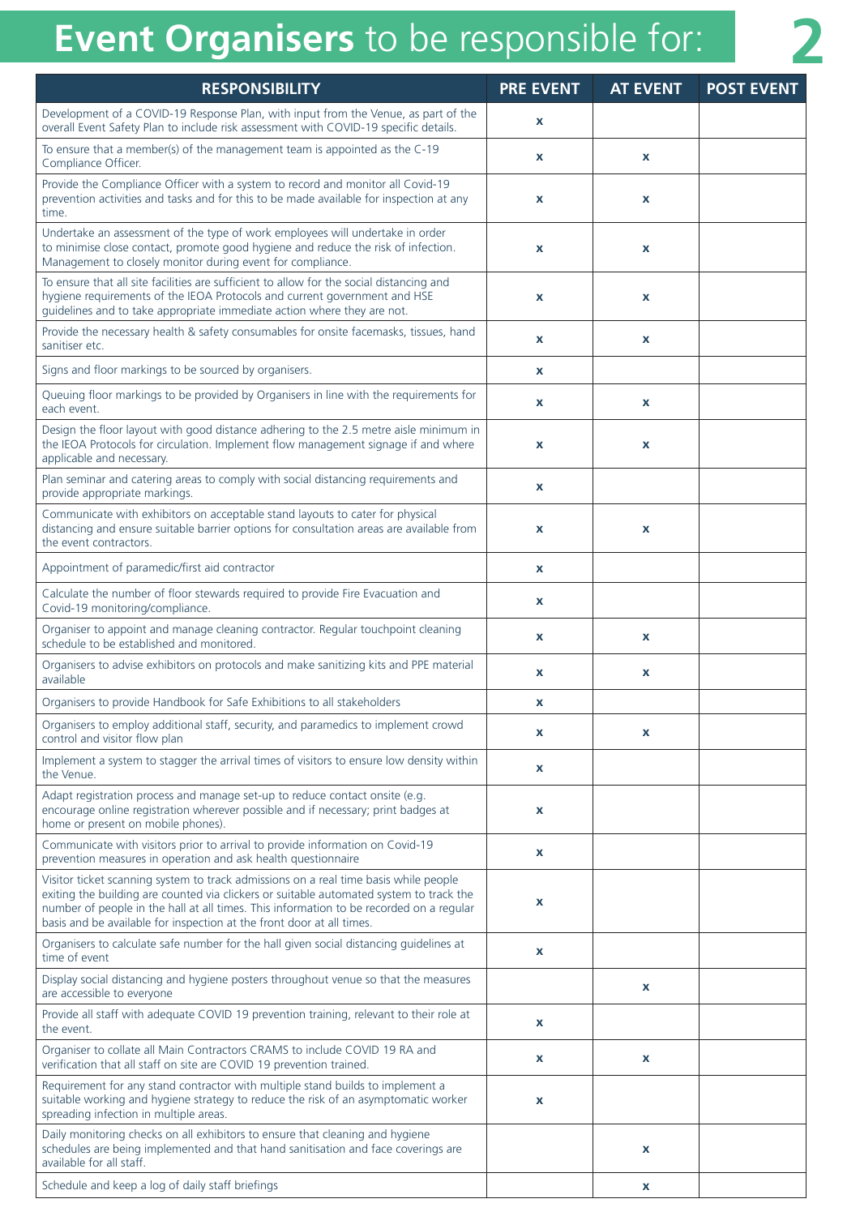# **Event Organisers** to be responsible for: 2

| RESPONSIBILITY | PRE EVENT | AT EVENT | POST EVENT |
| --- | --- | --- | --- |
| Development of a COVID-19 Response Plan, with input from the Venue, as part of the overall Event Safety Plan to include risk assessment with COVID-19 specific details. | x | | |
| To ensure that a member(s) of the management team is appointed as the C-19 Compliance Officer. | x | x | |
| Provide the Compliance Officer with a system to record and monitor all Covid-19 prevention activities and tasks and for this to be made available for inspection at any time. | x | x | |
| Undertake an assessment of the type of work employees will undertake in order to minimise close contact, promote good hygiene and reduce the risk of infection. Management to closely monitor during event for compliance. | x | x | |
| To ensure that all site facilities are sufficient to allow for the social distancing and hygiene requirements of the IEOA Protocols and current government and HSE guidelines and to take appropriate immediate action where they are not. | x | x | |
| Provide the necessary health & safety consumables for onsite facemasks, tissues, hand sanitiser etc. | x | x | |
| Signs and floor markings to be sourced by organisers. | x | | |
| Queuing floor markings to be provided by Organisers in line with the requirements for each event. | x | x | |
| Design the floor layout with good distance adhering to the 2.5 metre aisle minimum in the IEOA Protocols for circulation. Implement flow management signage if and where applicable and necessary. | x | x | |
| Plan seminar and catering areas to comply with social distancing requirements and provide appropriate markings. | x | | |
| Communicate with exhibitors on acceptable stand layouts to cater for physical distancing and ensure suitable barrier options for consultation areas are available from the event contractors. | x | x | |
| Appointment of paramedic/first aid contractor | x | | |
| Calculate the number of floor stewards required to provide Fire Evacuation and Covid-19 monitoring/compliance. | x | | |
| Organiser to appoint and manage cleaning contractor. Regular touchpoint cleaning schedule to be established and monitored. | x | x | |
| Organisers to advise exhibitors on protocols and make sanitizing kits and PPE material available | x | x | |
| Organisers to provide Handbook for Safe Exhibitions to all stakeholders | x | | |
| Organisers to employ additional staff, security, and paramedics to implement crowd control and visitor flow plan | x | x | |
| Implement a system to stagger the arrival times of visitors to ensure low density within the Venue. | x | | |
| Adapt registration process and manage set-up to reduce contact onsite (e.g. encourage online registration wherever possible and if necessary; print badges at home or present on mobile phones). | x | | |
| Communicate with visitors prior to arrival to provide information on Covid-19 prevention measures in operation and ask health questionnaire | x | | |
| Visitor ticket scanning system to track admissions on a real time basis while people exiting the building are counted via clickers or suitable automated system to track the number of people in the hall at all times. This information to be recorded on a regular basis and be available for inspection at the front door at all times. | x | | |
| Organisers to calculate safe number for the hall given social distancing guidelines at time of event | x | | |
| Display social distancing and hygiene posters throughout venue so that the measures are accessible to everyone | | x | |
| Provide all staff with adequate COVID 19 prevention training, relevant to their role at the event. | x | | |
| Organiser to collate all Main Contractors CRAMS to include COVID 19 RA and verification that all staff on site are COVID 19 prevention trained. | x | x | |
| Requirement for any stand contractor with multiple stand builds to implement a suitable working and hygiene strategy to reduce the risk of an asymptomatic worker spreading infection in multiple areas. | x | | |
| Daily monitoring checks on all exhibitors to ensure that cleaning and hygiene schedules are being implemented and that hand sanitisation and face coverings are available for all staff. | | x | |
| Schedule and keep a log of daily staff briefings | | x | |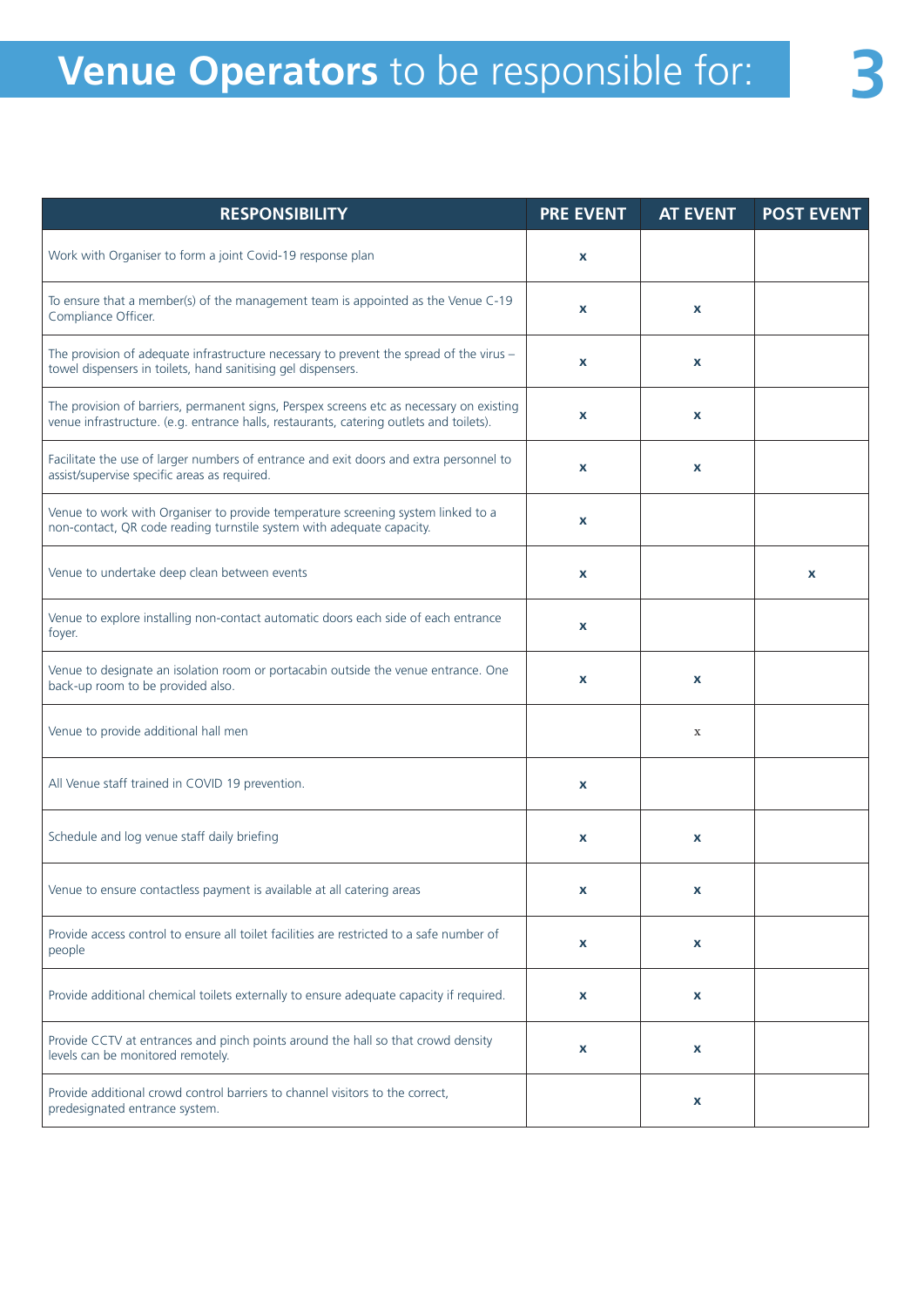# **Venue Operators** to be responsible for:

| RESPONSIBILITY | PRE EVENT | AT EVENT | POST EVENT |
|---|---|---|---|
| Work with Organiser to form a joint Covid-19 response plan | x | | |
| To ensure that a member(s) of the management team is appointed as the Venue C-19 Compliance Officer. | x | x | |
| The provision of adequate infrastructure necessary to prevent the spread of the virus – towel dispensers in toilets, hand sanitising gel dispensers. | x | x | |
| The provision of barriers, permanent signs, Perspex screens etc as necessary on existing venue infrastructure. (e.g. entrance halls, restaurants, catering outlets and toilets). | x | x | |
| Facilitate the use of larger numbers of entrance and exit doors and extra personnel to assist/supervise specific areas as required. | x | x | |
| Venue to work with Organiser to provide temperature screening system linked to a non-contact, QR code reading turnstile system with adequate capacity. | x | | |
| Venue to undertake deep clean between events | x | | x |
| Venue to explore installing non-contact automatic doors each side of each entrance foyer. | x | | |
| Venue to designate an isolation room or portacabin outside the venue entrance. One back-up room to be provided also. | x | x | |
| Venue to provide additional hall men | | x | |
| All Venue staff trained in COVID 19 prevention. | x | | |
| Schedule and log venue staff daily briefing | x | x | |
| Venue to ensure contactless payment is available at all catering areas | x | x | |
| Provide access control to ensure all toilet facilities are restricted to a safe number of people | x | x | |
| Provide additional chemical toilets externally to ensure adequate capacity if required. | x | x | |
| Provide CCTV at entrances and pinch points around the hall so that crowd density levels can be monitored remotely. | x | x | |
| Provide additional crowd control barriers to channel visitors to the correct, predesignated entrance system. | | x | |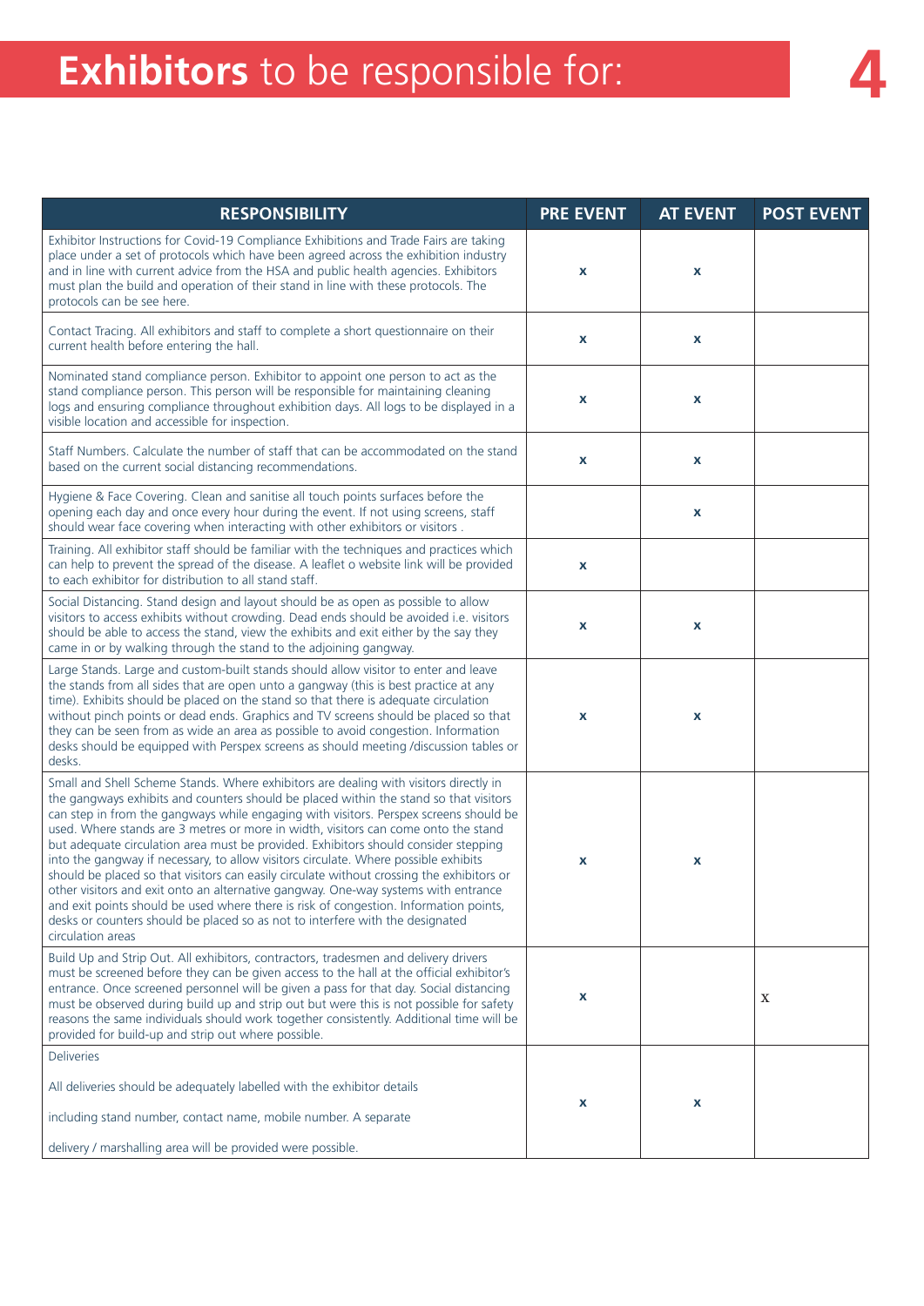# **Exhibitors** to be responsible for:

| RESPONSIBILITY | PRE EVENT | AT EVENT | POST EVENT |
|---|---|---|---|
| Exhibitor Instructions for Covid-19 Compliance Exhibitions and Trade Fairs are taking place under a set of protocols which have been agreed across the exhibition industry and in line with current advice from the HSA and public health agencies. Exhibitors must plan the build and operation of their stand in line with these protocols. The protocols can be see here. | x | x | |
| Contact Tracing. All exhibitors and staff to complete a short questionnaire on their current health before entering the hall. | x | x | |
| Nominated stand compliance person. Exhibitor to appoint one person to act as the stand compliance person. This person will be responsible for maintaining cleaning logs and ensuring compliance throughout exhibition days. All logs to be displayed in a visible location and accessible for inspection. | x | x | |
| Staff Numbers. Calculate the number of staff that can be accommodated on the stand based on the current social distancing recommendations. | x | x | |
| Hygiene & Face Covering. Clean and sanitise all touch points surfaces before the opening each day and once every hour during the event. If not using screens, staff should wear face covering when interacting with other exhibitors or visitors . | | x | |
| Training. All exhibitor staff should be familiar with the techniques and practices which can help to prevent the spread of the disease. A leaflet o website link will be provided to each exhibitor for distribution to all stand staff. | x | | |
| Social Distancing. Stand design and layout should be as open as possible to allow visitors to access exhibits without crowding. Dead ends should be avoided i.e. visitors should be able to access the stand, view the exhibits and exit either by the say they came in or by walking through the stand to the adjoining gangway. | x | x | |
| Large Stands. Large and custom-built stands should allow visitor to enter and leave the stands from all sides that are open unto a gangway (this is best practice at any time). Exhibits should be placed on the stand so that there is adequate circulation without pinch points or dead ends. Graphics and TV screens should be placed so that they can be seen from as wide an area as possible to avoid congestion. Information desks should be equipped with Perspex screens as should meeting /discussion tables or desks. | x | x | |
| Small and Shell Scheme Stands. Where exhibitors are dealing with visitors directly in the gangways exhibits and counters should be placed within the stand so that visitors can step in from the gangways while engaging with visitors. Perspex screens should be used. Where stands are 3 metres or more in width, visitors can come onto the stand but adequate circulation area must be provided. Exhibitors should consider stepping into the gangway if necessary, to allow visitors circulate. Where possible exhibits should be placed so that visitors can easily circulate without crossing the exhibitors or other visitors and exit onto an alternative gangway. One-way systems with entrance and exit points should be used where there is risk of congestion. Information points, desks or counters should be placed so as not to interfere with the designated circulation areas | x | x | |
| Build Up and Strip Out. All exhibitors, contractors, tradesmen and delivery drivers must be screened before they can be given access to the hall at the official exhibitor's entrance. Once screened personnel will be given a pass for that day. Social distancing must be observed during build up and strip out but were this is not possible for safety reasons the same individuals should work together consistently. Additional time will be provided for build-up and strip out where possible. | x | | x |
| Deliveries<br><br>All deliveries should be adequately labelled with the exhibitor details<br><br>including stand number, contact name, mobile number. A separate<br><br>delivery / marshalling area will be provided were possible. | x | x | |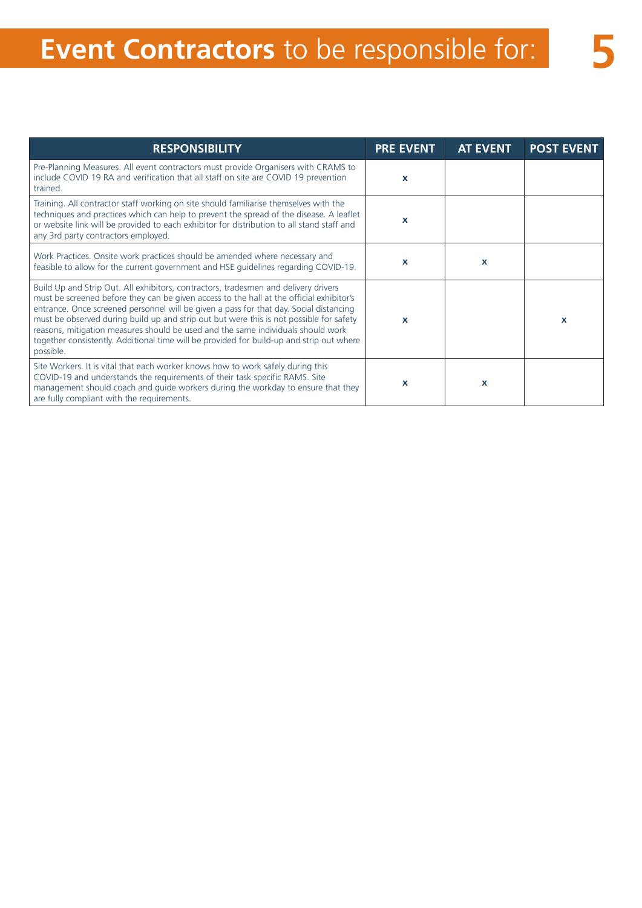# **Event Contractors** to be responsible for:

| RESPONSIBILITY | PRE EVENT | AT EVENT | POST EVENT |
| --- | --- | --- | --- |
| Pre-Planning Measures. All event contractors must provide Organisers with CRAMS to include COVID 19 RA and verification that all staff on site are COVID 19 prevention trained. | x | | |
| Training. All contractor staff working on site should familiarise themselves with the techniques and practices which can help to prevent the spread of the disease. A leaflet or website link will be provided to each exhibitor for distribution to all stand staff and any 3rd party contractors employed. | x | | |
| Work Practices. Onsite work practices should be amended where necessary and feasible to allow for the current government and HSE guidelines regarding COVID-19. | x | x | |
| Build Up and Strip Out. All exhibitors, contractors, tradesmen and delivery drivers must be screened before they can be given access to the hall at the official exhibitor's entrance. Once screened personnel will be given a pass for that day. Social distancing must be observed during build up and strip out but were this is not possible for safety reasons, mitigation measures should be used and the same individuals should work together consistently. Additional time will be provided for build-up and strip out where possible. | x | | x |
| Site Workers. It is vital that each worker knows how to work safely during this COVID-19 and understands the requirements of their task specific RAMS. Site management should coach and guide workers during the workday to ensure that they are fully compliant with the requirements. | x | x | |